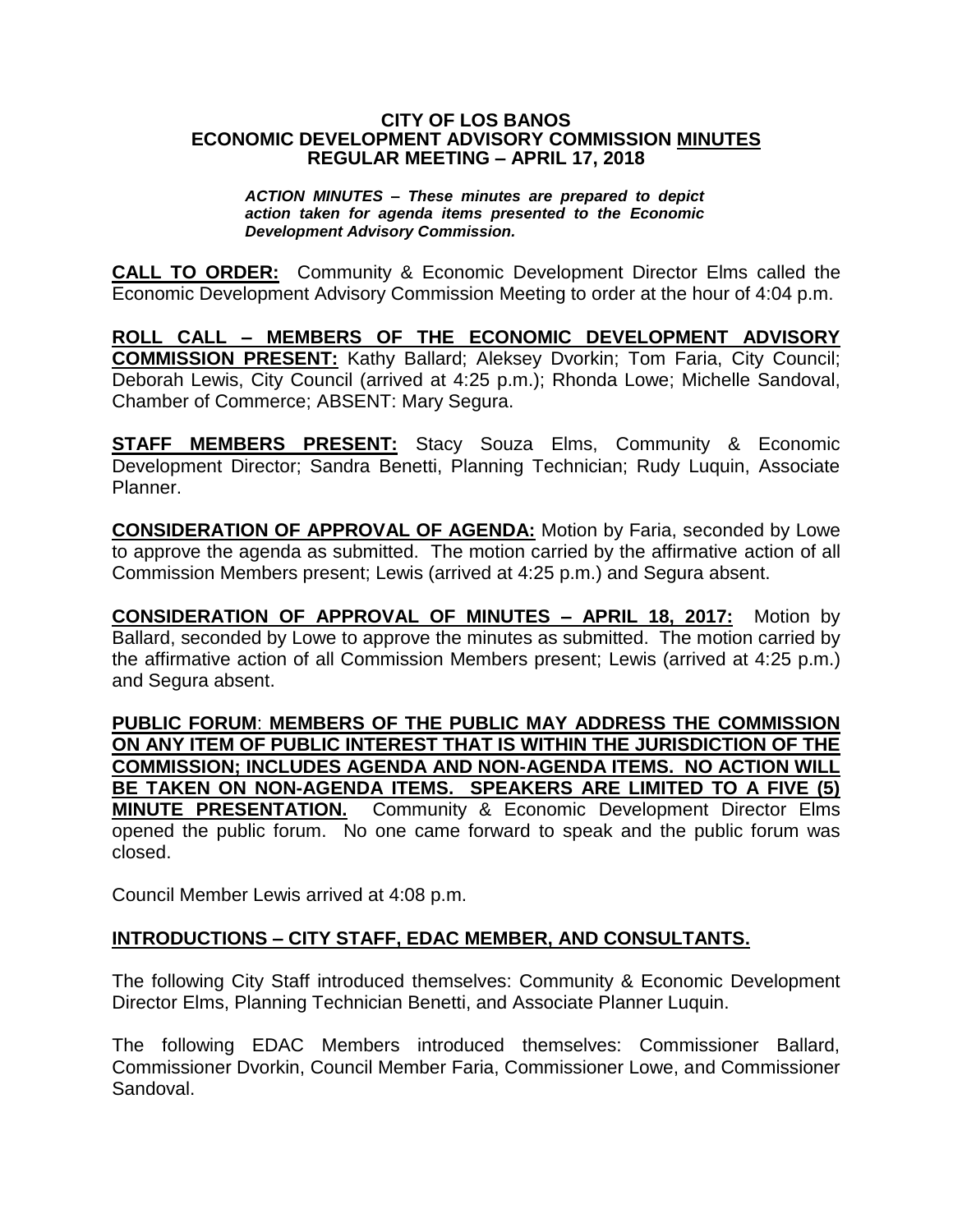**CITY OF LOS BANOS**
**ECONOMIC DEVELOPMENT ADVISORY COMMISSION MINUTES**
**REGULAR MEETING – APRIL 17, 2018**

***ACTION MINUTES – These minutes are prepared to depict action taken for agenda items presented to the Economic Development Advisory Commission.***

**CALL TO ORDER:** Community & Economic Development Director Elms called the Economic Development Advisory Commission Meeting to order at the hour of 4:04 p.m.

**ROLL CALL – MEMBERS OF THE ECONOMIC DEVELOPMENT ADVISORY COMMISSION PRESENT:** Kathy Ballard; Aleksey Dvorkin; Tom Faria, City Council; Deborah Lewis, City Council (arrived at 4:25 p.m.); Rhonda Lowe; Michelle Sandoval, Chamber of Commerce; ABSENT: Mary Segura.

**STAFF MEMBERS PRESENT:** Stacy Souza Elms, Community & Economic Development Director; Sandra Benetti, Planning Technician; Rudy Luquin, Associate Planner.

**CONSIDERATION OF APPROVAL OF AGENDA:** Motion by Faria, seconded by Lowe to approve the agenda as submitted. The motion carried by the affirmative action of all Commission Members present; Lewis (arrived at 4:25 p.m.) and Segura absent.

**CONSIDERATION OF APPROVAL OF MINUTES – APRIL 18, 2017:** Motion by Ballard, seconded by Lowe to approve the minutes as submitted. The motion carried by the affirmative action of all Commission Members present; Lewis (arrived at 4:25 p.m.) and Segura absent.

**PUBLIC FORUM: MEMBERS OF THE PUBLIC MAY ADDRESS THE COMMISSION ON ANY ITEM OF PUBLIC INTEREST THAT IS WITHIN THE JURISDICTION OF THE COMMISSION; INCLUDES AGENDA AND NON-AGENDA ITEMS. NO ACTION WILL BE TAKEN ON NON-AGENDA ITEMS. SPEAKERS ARE LIMITED TO A FIVE (5) MINUTE PRESENTATION.** Community & Economic Development Director Elms opened the public forum. No one came forward to speak and the public forum was closed.

Council Member Lewis arrived at 4:08 p.m.

**INTRODUCTIONS – CITY STAFF, EDAC MEMBER, AND CONSULTANTS.**

The following City Staff introduced themselves: Community & Economic Development Director Elms, Planning Technician Benetti, and Associate Planner Luquin.

The following EDAC Members introduced themselves: Commissioner Ballard, Commissioner Dvorkin, Council Member Faria, Commissioner Lowe, and Commissioner Sandoval.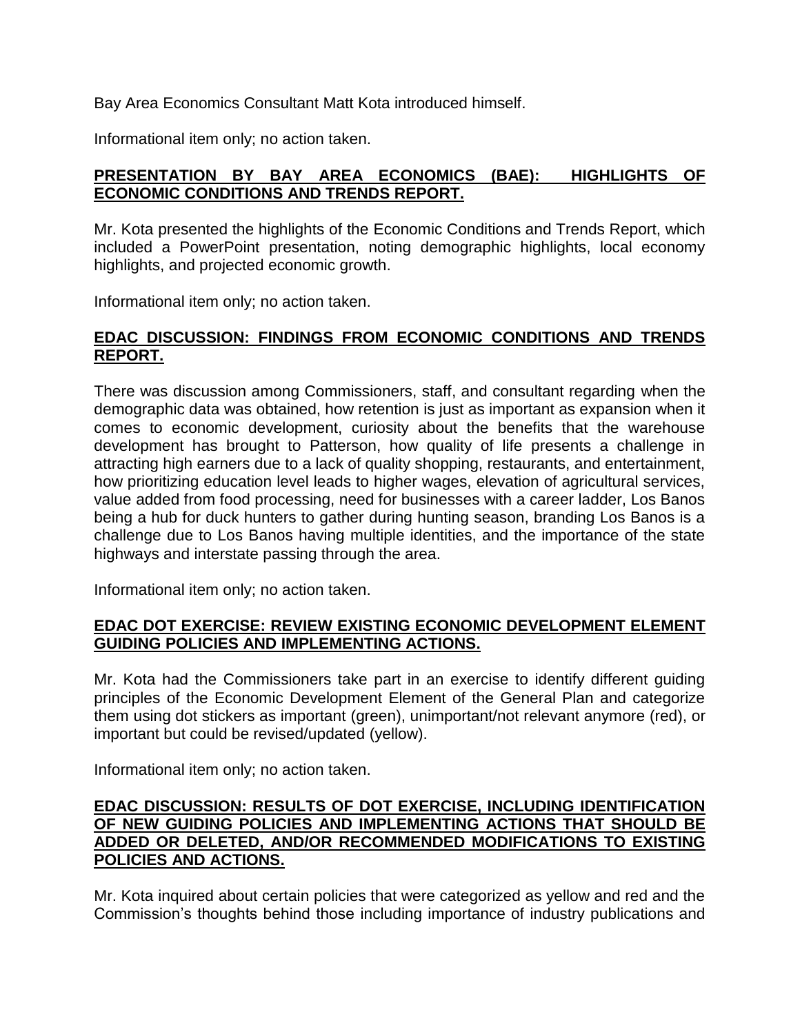Bay Area Economics Consultant Matt Kota introduced himself.

Informational item only; no action taken.

**PRESENTATION BY BAY AREA ECONOMICS (BAE): HIGHLIGHTS OF ECONOMIC CONDITIONS AND TRENDS REPORT.**

Mr. Kota presented the highlights of the Economic Conditions and Trends Report, which included a PowerPoint presentation, noting demographic highlights, local economy highlights, and projected economic growth.

Informational item only; no action taken.

**EDAC DISCUSSION: FINDINGS FROM ECONOMIC CONDITIONS AND TRENDS REPORT.**

There was discussion among Commissioners, staff, and consultant regarding when the demographic data was obtained, how retention is just as important as expansion when it comes to economic development, curiosity about the benefits that the warehouse development has brought to Patterson, how quality of life presents a challenge in attracting high earners due to a lack of quality shopping, restaurants, and entertainment, how prioritizing education level leads to higher wages, elevation of agricultural services, value added from food processing, need for businesses with a career ladder, Los Banos being a hub for duck hunters to gather during hunting season, branding Los Banos is a challenge due to Los Banos having multiple identities, and the importance of the state highways and interstate passing through the area.

Informational item only; no action taken.

**EDAC DOT EXERCISE: REVIEW EXISTING ECONOMIC DEVELOPMENT ELEMENT GUIDING POLICIES AND IMPLEMENTING ACTIONS.**

Mr. Kota had the Commissioners take part in an exercise to identify different guiding principles of the Economic Development Element of the General Plan and categorize them using dot stickers as important (green), unimportant/not relevant anymore (red), or important but could be revised/updated (yellow).

Informational item only; no action taken.

**EDAC DISCUSSION: RESULTS OF DOT EXERCISE, INCLUDING IDENTIFICATION OF NEW GUIDING POLICIES AND IMPLEMENTING ACTIONS THAT SHOULD BE ADDED OR DELETED, AND/OR RECOMMENDED MODIFICATIONS TO EXISTING POLICIES AND ACTIONS.**

Mr. Kota inquired about certain policies that were categorized as yellow and red and the Commission's thoughts behind those including importance of industry publications and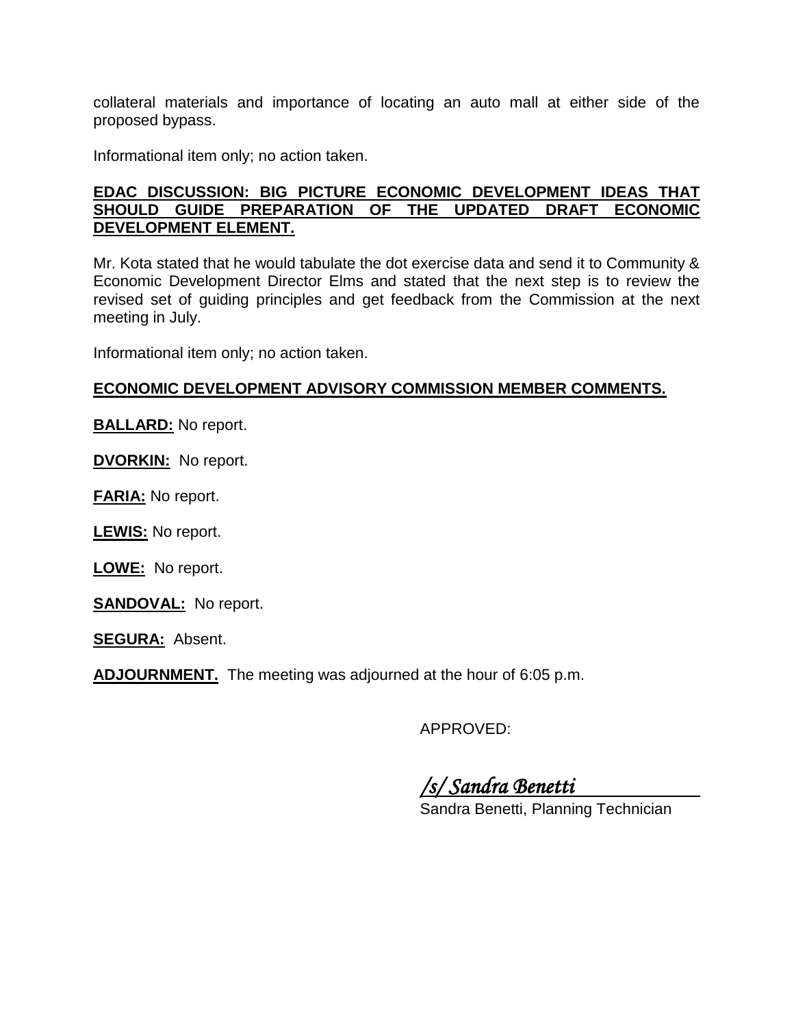collateral materials and importance of locating an auto mall at either side of the proposed bypass.

Informational item only; no action taken.

**EDAC DISCUSSION: BIG PICTURE ECONOMIC DEVELOPMENT IDEAS THAT SHOULD GUIDE PREPARATION OF THE UPDATED DRAFT ECONOMIC DEVELOPMENT ELEMENT.**

Mr. Kota stated that he would tabulate the dot exercise data and send it to Community & Economic Development Director Elms and stated that the next step is to review the revised set of guiding principles and get feedback from the Commission at the next meeting in July.

Informational item only; no action taken.

**ECONOMIC DEVELOPMENT ADVISORY COMMISSION MEMBER COMMENTS.**

**BALLARD:** No report.

**DVORKIN:** No report.

**FARIA:** No report.

**LEWIS:** No report.

**LOWE:** No report.

**SANDOVAL:** No report.

**SEGURA:** Absent.

**ADJOURNMENT.** The meeting was adjourned at the hour of 6:05 p.m.

APPROVED:

*/s/ Sandra Benetti*

Sandra Benetti, Planning Technician